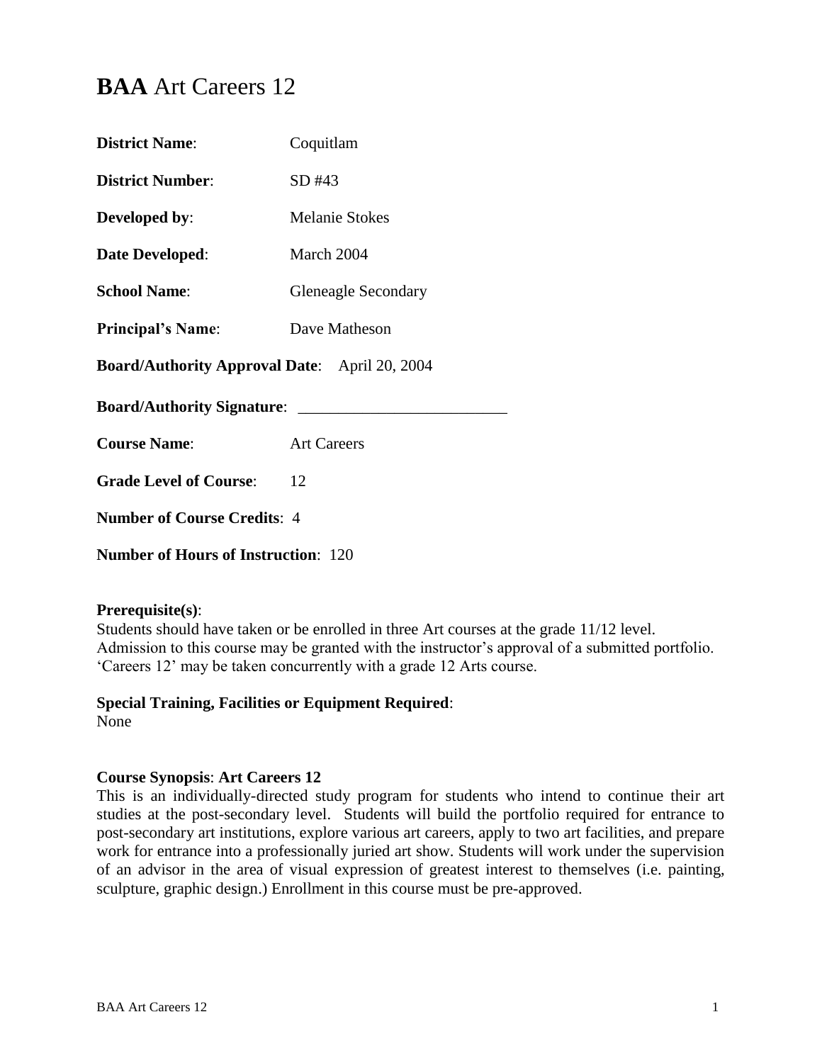# **BAA** Art Careers 12

**District Name**: Coquitlam

**District Number**: SD #43

**Developed by**: Melanie Stokes

**Date Developed**: March 2004

**School Name**: Gleneagle Secondary

**Principal's Name**: Dave Matheson

**Board/Authority Approval Date**: April 20, 2004

**Board/Authority Signature**: _________________________

**Course Name**: Art Careers

**Grade Level of Course**: 12

**Number of Course Credits**: 4

**Number of Hours of Instruction**: 120

**Prerequisite(s)**:
Students should have taken or be enrolled in three Art courses at the grade 11/12 level. Admission to this course may be granted with the instructor's approval of a submitted portfolio. 'Careers 12' may be taken concurrently with a grade 12 Arts course.

**Special Training, Facilities or Equipment Required**:
None

**Course Synopsis**: **Art Careers 12**
This is an individually-directed study program for students who intend to continue their art studies at the post-secondary level. Students will build the portfolio required for entrance to post-secondary art institutions, explore various art careers, apply to two art facilities, and prepare work for entrance into a professionally juried art show. Students will work under the supervision of an advisor in the area of visual expression of greatest interest to themselves (i.e. painting, sculpture, graphic design.) Enrollment in this course must be pre-approved.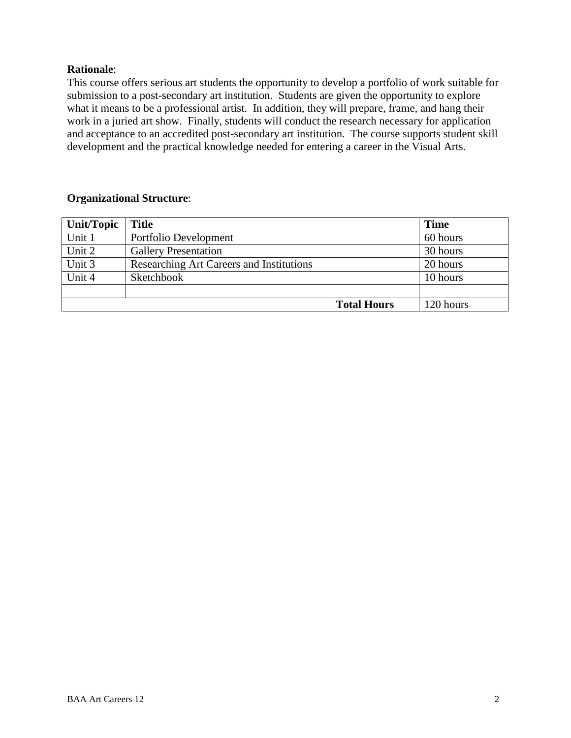**Rationale**:
This course offers serious art students the opportunity to develop a portfolio of work suitable for submission to a post-secondary art institution. Students are given the opportunity to explore what it means to be a professional artist. In addition, they will prepare, frame, and hang their work in a juried art show. Finally, students will conduct the research necessary for application and acceptance to an accredited post-secondary art institution. The course supports student skill development and the practical knowledge needed for entering a career in the Visual Arts.

**Organizational Structure**:

| Unit/Topic | Title | Time |
|---|---|---|
| Unit 1 | Portfolio Development | 60 hours |
| Unit 2 | Gallery Presentation | 30 hours |
| Unit 3 | Researching Art Careers and Institutions | 20 hours |
| Unit 4 | Sketchbook | 10 hours |
| | | |
| | **Total Hours** | 120 hours |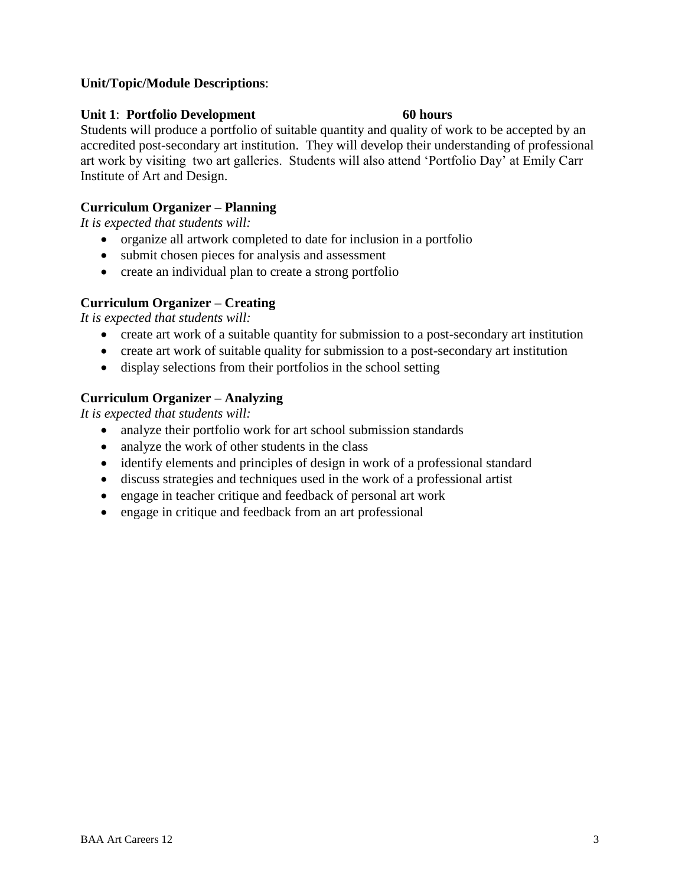**Unit/Topic/Module Descriptions**:

**Unit 1**: **Portfolio Development 60 hours**

Students will produce a portfolio of suitable quantity and quality of work to be accepted by an accredited post-secondary art institution. They will develop their understanding of professional art work by visiting two art galleries. Students will also attend 'Portfolio Day' at Emily Carr Institute of Art and Design.

**Curriculum Organizer – Planning**

*It is expected that students will:*

- organize all artwork completed to date for inclusion in a portfolio
- submit chosen pieces for analysis and assessment
- create an individual plan to create a strong portfolio

**Curriculum Organizer – Creating**

*It is expected that students will:*

- create art work of a suitable quantity for submission to a post-secondary art institution
- create art work of suitable quality for submission to a post-secondary art institution
- display selections from their portfolios in the school setting

**Curriculum Organizer – Analyzing**

*It is expected that students will:*

- analyze their portfolio work for art school submission standards
- analyze the work of other students in the class
- identify elements and principles of design in work of a professional standard
- discuss strategies and techniques used in the work of a professional artist
- engage in teacher critique and feedback of personal art work
- engage in critique and feedback from an art professional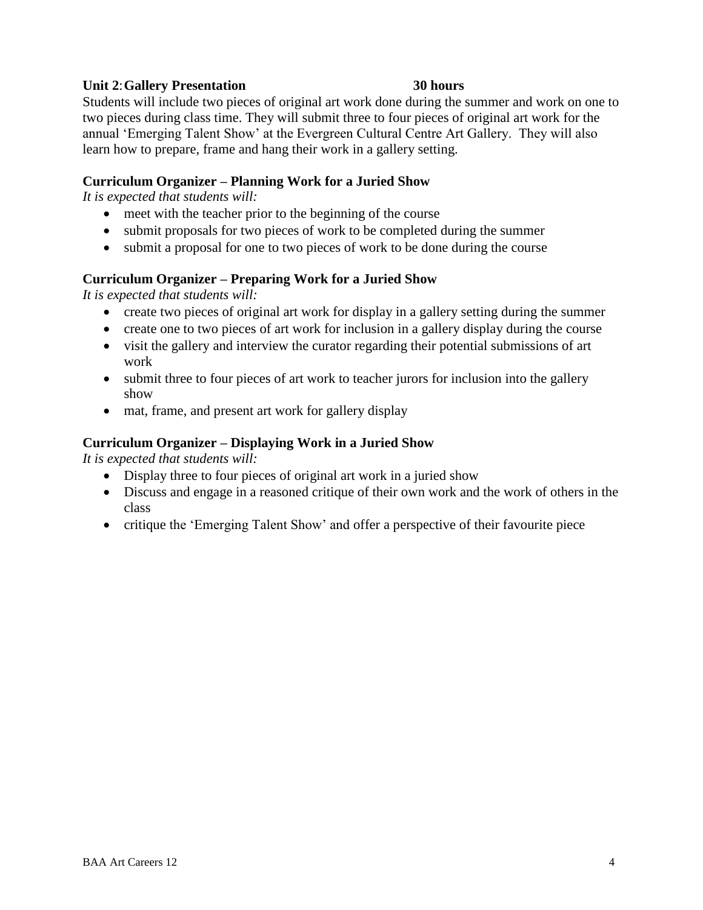**Unit 2: Gallery Presentation 30 hours**

Students will include two pieces of original art work done during the summer and work on one to two pieces during class time. They will submit three to four pieces of original art work for the annual 'Emerging Talent Show' at the Evergreen Cultural Centre Art Gallery. They will also learn how to prepare, frame and hang their work in a gallery setting.

**Curriculum Organizer – Planning Work for a Juried Show**

*It is expected that students will:*

- meet with the teacher prior to the beginning of the course
- submit proposals for two pieces of work to be completed during the summer
- submit a proposal for one to two pieces of work to be done during the course

**Curriculum Organizer – Preparing Work for a Juried Show**

*It is expected that students will:*

- create two pieces of original art work for display in a gallery setting during the summer
- create one to two pieces of art work for inclusion in a gallery display during the course
- visit the gallery and interview the curator regarding their potential submissions of art work
- submit three to four pieces of art work to teacher jurors for inclusion into the gallery show
- mat, frame, and present art work for gallery display

**Curriculum Organizer – Displaying Work in a Juried Show**

*It is expected that students will:*

- Display three to four pieces of original art work in a juried show
- Discuss and engage in a reasoned critique of their own work and the work of others in the class
- critique the 'Emerging Talent Show' and offer a perspective of their favourite piece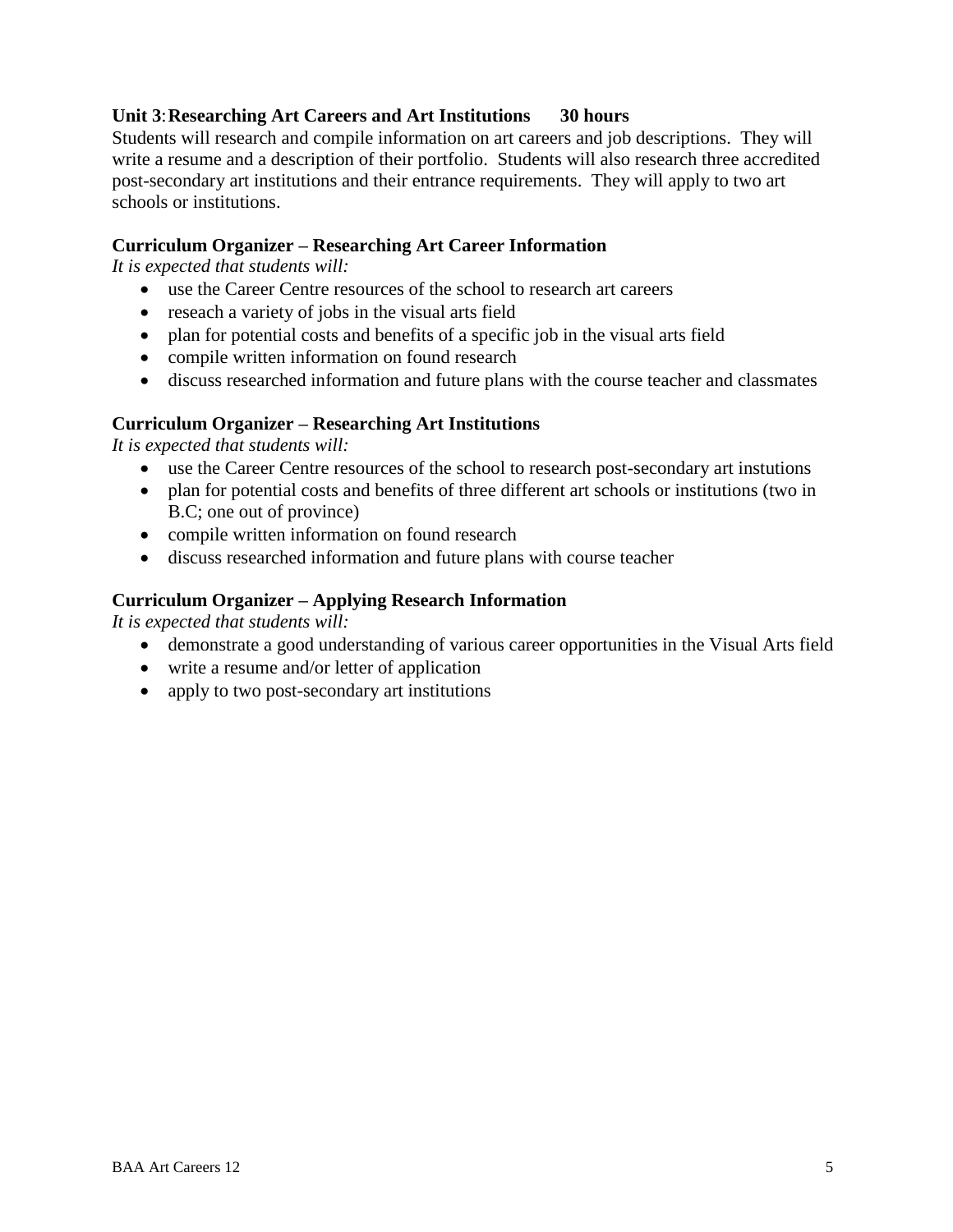**Unit 3**: **Researching Art Careers and Art Institutions 30 hours**

Students will research and compile information on art careers and job descriptions. They will write a resume and a description of their portfolio. Students will also research three accredited post-secondary art institutions and their entrance requirements. They will apply to two art schools or institutions.

**Curriculum Organizer – Researching Art Career Information**

*It is expected that students will:*

- use the Career Centre resources of the school to research art careers
- reseach a variety of jobs in the visual arts field
- plan for potential costs and benefits of a specific job in the visual arts field
- compile written information on found research
- discuss researched information and future plans with the course teacher and classmates

**Curriculum Organizer – Researching Art Institutions**

*It is expected that students will:*

- use the Career Centre resources of the school to research post-secondary art instutions
- plan for potential costs and benefits of three different art schools or institutions (two in B.C; one out of province)
- compile written information on found research
- discuss researched information and future plans with course teacher

**Curriculum Organizer – Applying Research Information**

*It is expected that students will:*

- demonstrate a good understanding of various career opportunities in the Visual Arts field
- write a resume and/or letter of application
- apply to two post-secondary art institutions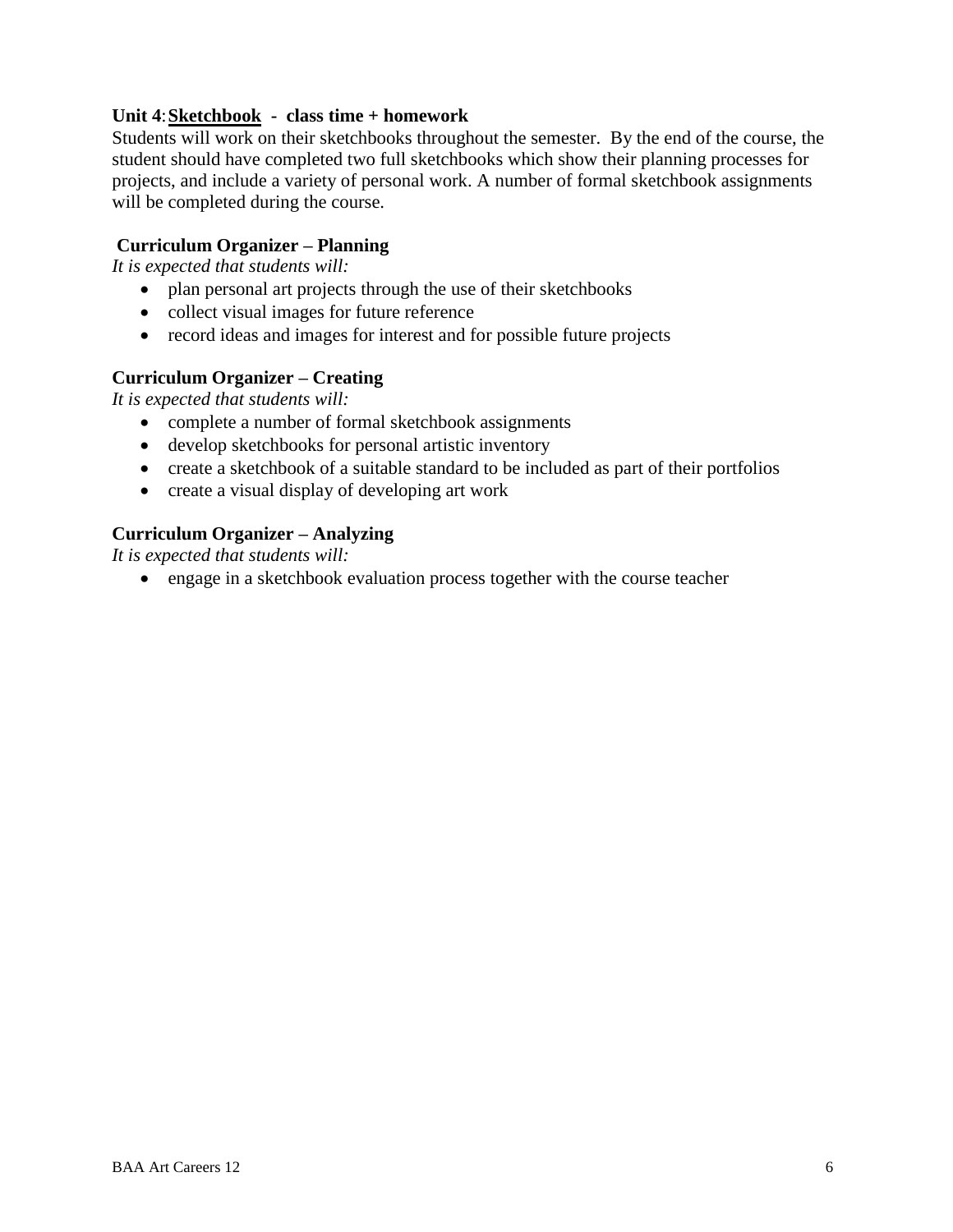**Unit 4**: **Sketchbook - class time + homework**

Students will work on their sketchbooks throughout the semester. By the end of the course, the student should have completed two full sketchbooks which show their planning processes for projects, and include a variety of personal work. A number of formal sketchbook assignments will be completed during the course.

**Curriculum Organizer – Planning**

*It is expected that students will:*

- plan personal art projects through the use of their sketchbooks
- collect visual images for future reference
- record ideas and images for interest and for possible future projects

**Curriculum Organizer – Creating**

*It is expected that students will:*

- complete a number of formal sketchbook assignments
- develop sketchbooks for personal artistic inventory
- create a sketchbook of a suitable standard to be included as part of their portfolios
- create a visual display of developing art work

**Curriculum Organizer – Analyzing**

*It is expected that students will:*

- engage in a sketchbook evaluation process together with the course teacher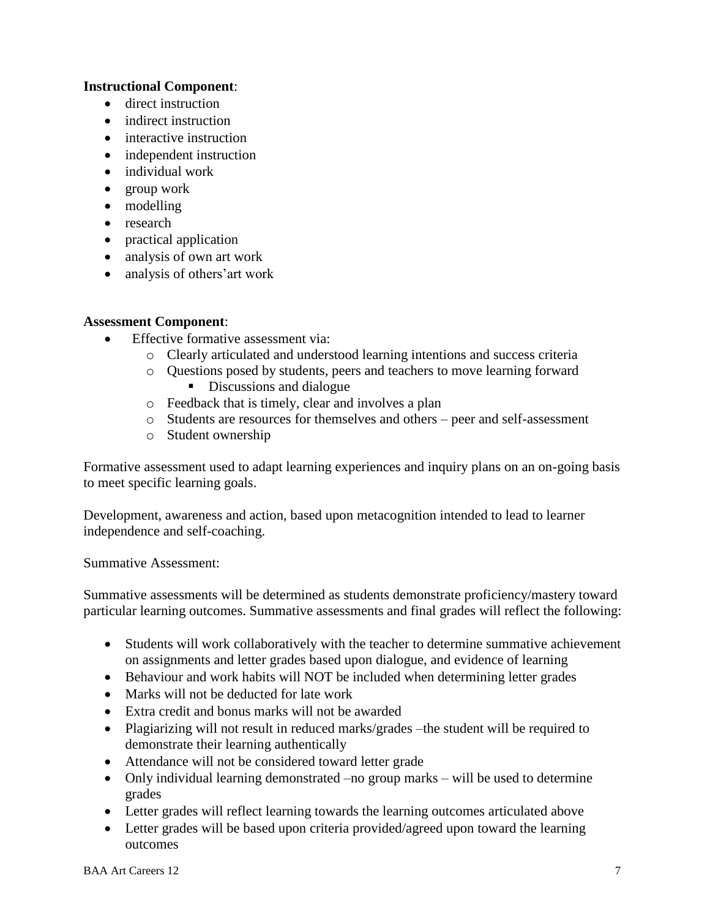**Instructional Component**:

- direct instruction
- indirect instruction
- interactive instruction
- independent instruction
- individual work
- group work
- modelling
- research
- practical application
- analysis of own art work
- analysis of others'art work

**Assessment Component**:

- Effective formative assessment via:
  - Clearly articulated and understood learning intentions and success criteria
  - Questions posed by students, peers and teachers to move learning forward
    - Discussions and dialogue
  - Feedback that is timely, clear and involves a plan
  - Students are resources for themselves and others – peer and self-assessment
  - Student ownership

Formative assessment used to adapt learning experiences and inquiry plans on an on-going basis to meet specific learning goals.

Development, awareness and action, based upon metacognition intended to lead to learner independence and self-coaching.

Summative Assessment:

Summative assessments will be determined as students demonstrate proficiency/mastery toward particular learning outcomes. Summative assessments and final grades will reflect the following:

- Students will work collaboratively with the teacher to determine summative achievement on assignments and letter grades based upon dialogue, and evidence of learning
- Behaviour and work habits will NOT be included when determining letter grades
- Marks will not be deducted for late work
- Extra credit and bonus marks will not be awarded
- Plagiarizing will not result in reduced marks/grades –the student will be required to demonstrate their learning authentically
- Attendance will not be considered toward letter grade
- Only individual learning demonstrated –no group marks – will be used to determine grades
- Letter grades will reflect learning towards the learning outcomes articulated above
- Letter grades will be based upon criteria provided/agreed upon toward the learning outcomes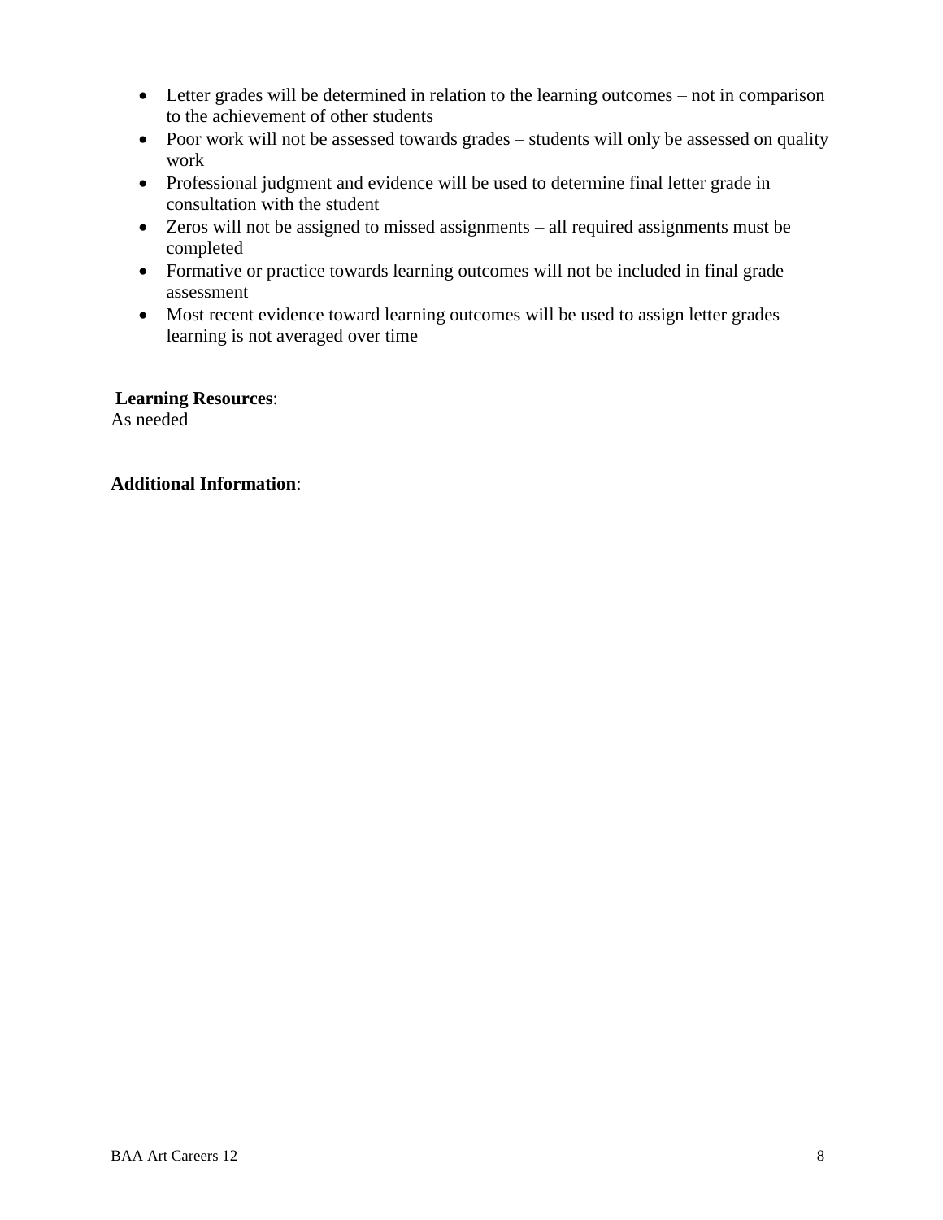- Letter grades will be determined in relation to the learning outcomes – not in comparison to the achievement of other students
- Poor work will not be assessed towards grades – students will only be assessed on quality work
- Professional judgment and evidence will be used to determine final letter grade in consultation with the student
- Zeros will not be assigned to missed assignments – all required assignments must be completed
- Formative or practice towards learning outcomes will not be included in final grade assessment
- Most recent evidence toward learning outcomes will be used to assign letter grades – learning is not averaged over time

**Learning Resources**:
As needed

**Additional Information**: